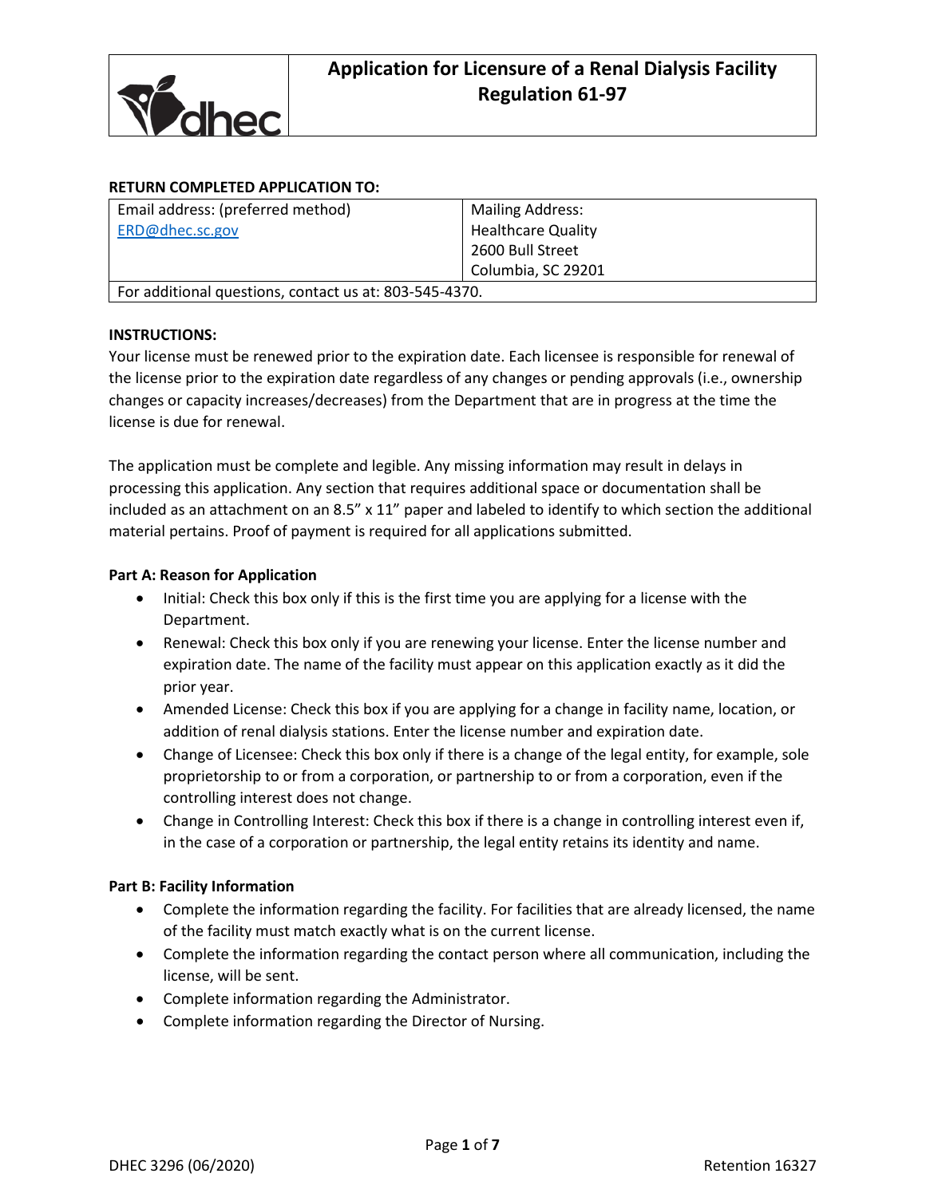# Application for Licensure of a Renal Dialysis Facility
## Regulation 61-97

**RETURN COMPLETED APPLICATION TO:**

| Email address: (preferred method) | Mailing Address: |
|---|---|
| ERD@dhec.sc.gov | Healthcare Quality<br>2600 Bull Street<br>Columbia, SC 29201 |
| For additional questions, contact us at: 803-545-4370. | |

**INSTRUCTIONS:**

Your license must be renewed prior to the expiration date. Each licensee is responsible for renewal of the license prior to the expiration date regardless of any changes or pending approvals (i.e., ownership changes or capacity increases/decreases) from the Department that are in progress at the time the license is due for renewal.

The application must be complete and legible. Any missing information may result in delays in processing this application. Any section that requires additional space or documentation shall be included as an attachment on an 8.5" x 11" paper and labeled to identify to which section the additional material pertains. Proof of payment is required for all applications submitted.

**Part A: Reason for Application**

- Initial: Check this box only if this is the first time you are applying for a license with the Department.
- Renewal: Check this box only if you are renewing your license. Enter the license number and expiration date. The name of the facility must appear on this application exactly as it did the prior year.
- Amended License: Check this box if you are applying for a change in facility name, location, or addition of renal dialysis stations. Enter the license number and expiration date.
- Change of Licensee: Check this box only if there is a change of the legal entity, for example, sole proprietorship to or from a corporation, or partnership to or from a corporation, even if the controlling interest does not change.
- Change in Controlling Interest: Check this box if there is a change in controlling interest even if, in the case of a corporation or partnership, the legal entity retains its identity and name.

**Part B: Facility Information**

- Complete the information regarding the facility. For facilities that are already licensed, the name of the facility must match exactly what is on the current license.
- Complete the information regarding the contact person where all communication, including the license, will be sent.
- Complete information regarding the Administrator.
- Complete information regarding the Director of Nursing.

DHEC 3296 (06/2020) Retention 16327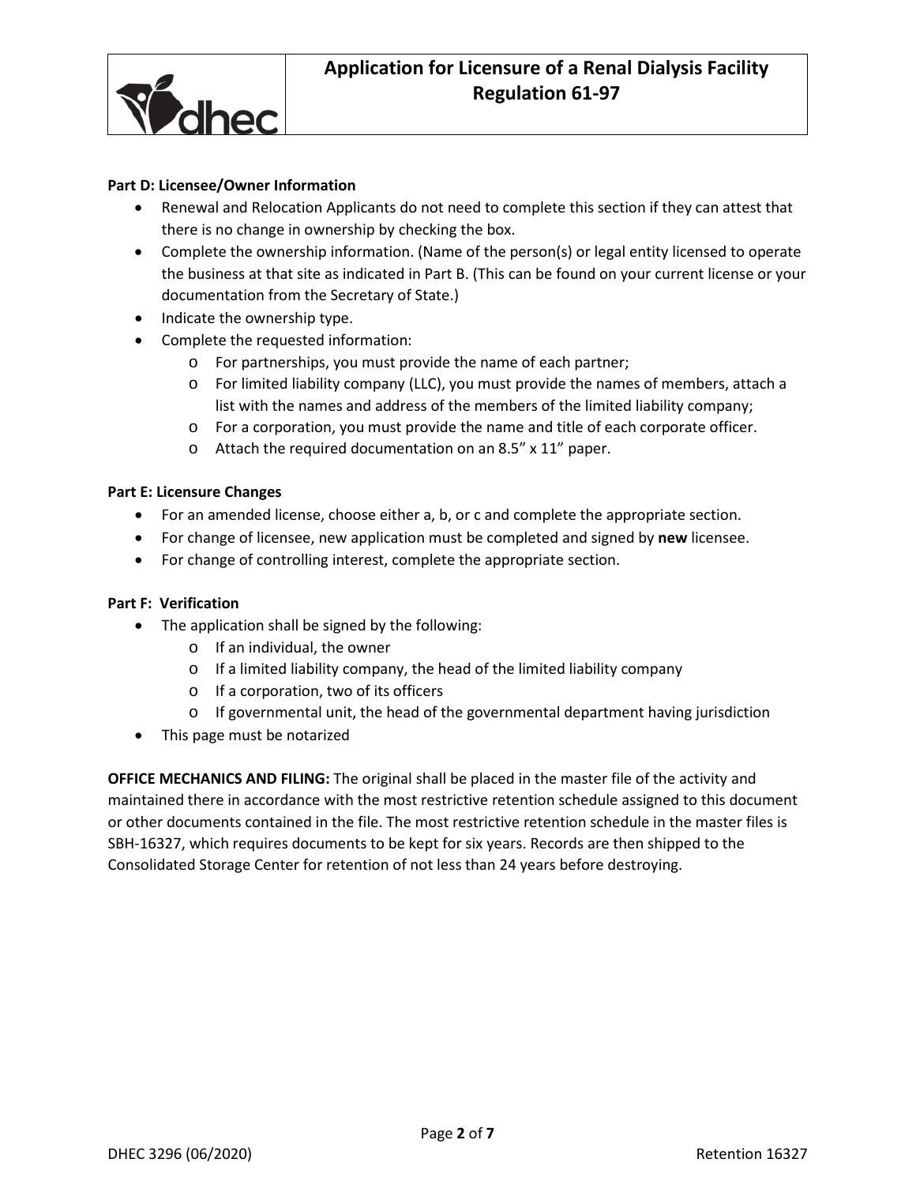**Part D: Licensee/Owner Information**

- Renewal and Relocation Applicants do not need to complete this section if they can attest that there is no change in ownership by checking the box.
- Complete the ownership information. (Name of the person(s) or legal entity licensed to operate the business at that site as indicated in Part B. (This can be found on your current license or your documentation from the Secretary of State.)
- Indicate the ownership type.
- Complete the requested information:
    - For partnerships, you must provide the name of each partner;
    - For limited liability company (LLC), you must provide the names of members, attach a list with the names and address of the members of the limited liability company;
    - For a corporation, you must provide the name and title of each corporate officer.
    - Attach the required documentation on an 8.5" x 11" paper.

**Part E: Licensure Changes**

- For an amended license, choose either a, b, or c and complete the appropriate section.
- For change of licensee, new application must be completed and signed by **new** licensee.
- For change of controlling interest, complete the appropriate section.

**Part F: Verification**

- The application shall be signed by the following:
    - If an individual, the owner
    - If a limited liability company, the head of the limited liability company
    - If a corporation, two of its officers
    - If governmental unit, the head of the governmental department having jurisdiction
- This page must be notarized

**OFFICE MECHANICS AND FILING:** The original shall be placed in the master file of the activity and maintained there in accordance with the most restrictive retention schedule assigned to this document or other documents contained in the file. The most restrictive retention schedule in the master files is SBH-16327, which requires documents to be kept for six years. Records are then shipped to the Consolidated Storage Center for retention of not less than 24 years before destroying.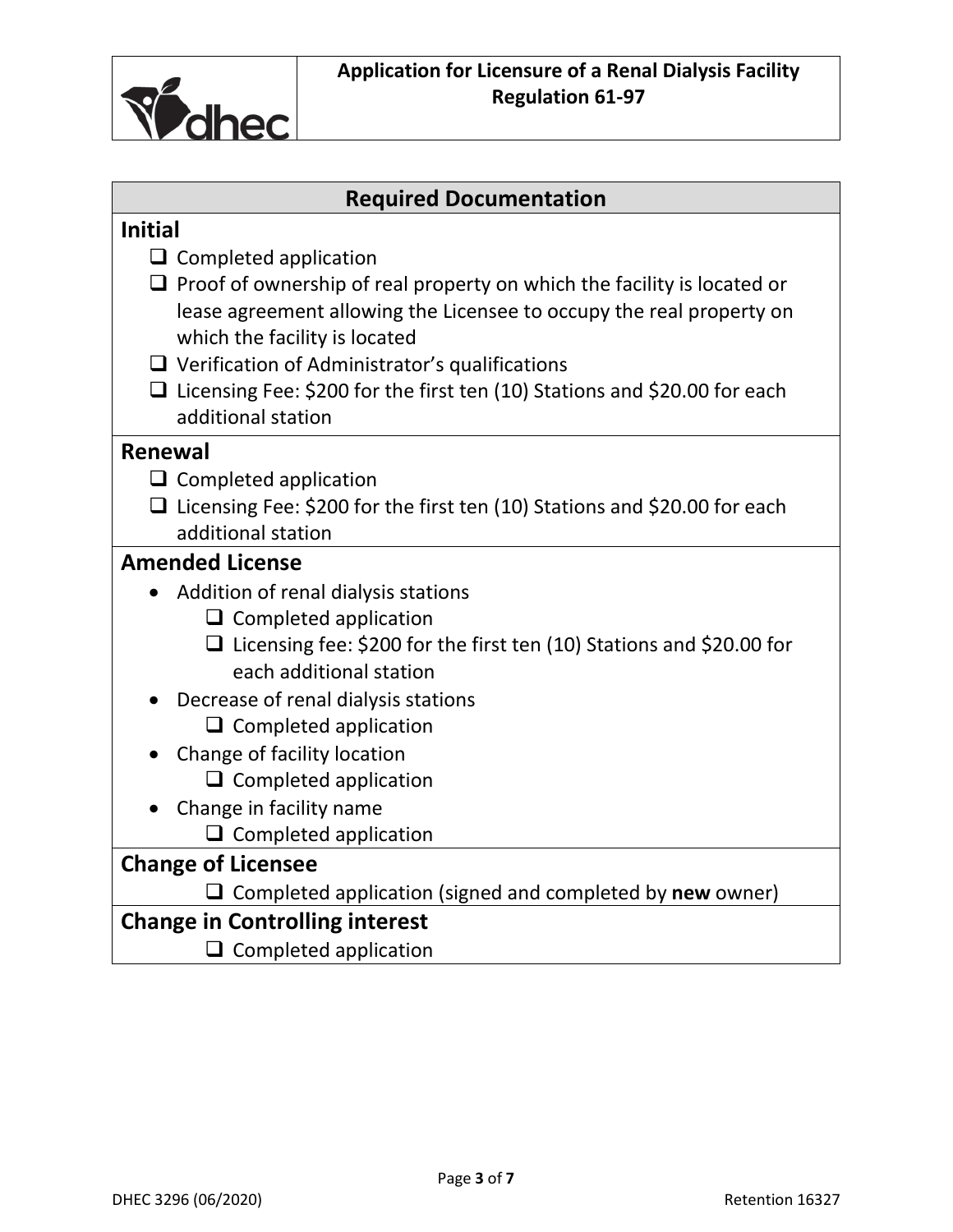## Required Documentation

### Initial

- ☐ Completed application
- ☐ Proof of ownership of real property on which the facility is located or lease agreement allowing the Licensee to occupy the real property on which the facility is located
- ☐ Verification of Administrator's qualifications
- ☐ Licensing Fee: $200 for the first ten (10) Stations and $20.00 for each additional station

### Renewal

- ☐ Completed application
- ☐ Licensing Fee: $200 for the first ten (10) Stations and $20.00 for each additional station

### Amended License

- Addition of renal dialysis stations
  - ☐ Completed application
  - ☐ Licensing fee: $200 for the first ten (10) Stations and $20.00 for each additional station
- Decrease of renal dialysis stations
  - ☐ Completed application
- Change of facility location
  - ☐ Completed application
- Change in facility name
  - ☐ Completed application

### Change of Licensee

- ☐ Completed application (signed and completed by **new** owner)

### Change in Controlling interest

- ☐ Completed application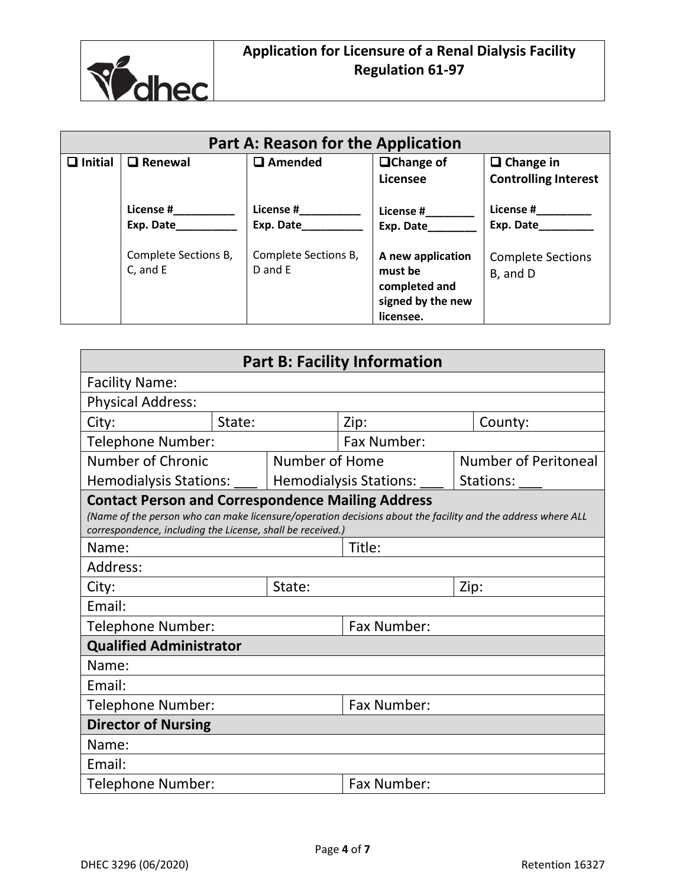# Application for Licensure of a Renal Dialysis Facility Regulation 61-97

| Part A: Reason for the Application | | | | |
|---|---|---|---|---|
| ❑ **Initial** | ❑ **Renewal** | ❑ **Amended** | ❑**Change of Licensee** | ❑ **Change in Controlling Interest** |
| | **License #__________** **Exp. Date__________** | **License #__________** **Exp. Date__________** | **License #________** **Exp. Date________** | **License #_________** **Exp. Date_________** |
| | Complete Sections B, C, and E | Complete Sections B, D and E | **A new application must be completed and signed by the new licensee.** | Complete Sections B, and D |

| Part B: Facility Information | | | | |
|---|---|---|---|---|
| Facility Name: | | | | |
| Physical Address: | | | | |
| City: | State: | Zip: | | County: |
| Telephone Number: | | Fax Number: | | |
| Number of Chronic Hemodialysis Stations: ___ | | Number of Home Hemodialysis Stations: ___ | | Number of Peritoneal Stations: ___ |
| **Contact Person and Correspondence Mailing Address** *(Name of the person who can make licensure/operation decisions about the facility and the address where ALL correspondence, including the License, shall be received.)* | | | | |
| Name: | | Title: | | |
| Address: | | | | |
| City: | State: | | Zip: | |
| Email: | | | | |
| Telephone Number: | | Fax Number: | | |
| **Qualified Administrator** | | | | |
| Name: | | | | |
| Email: | | | | |
| Telephone Number: | | Fax Number: | | |
| **Director of Nursing** | | | | |
| Name: | | | | |
| Email: | | | | |
| Telephone Number: | | Fax Number: | | |

DHEC 3296 (06/2020) Retention 16327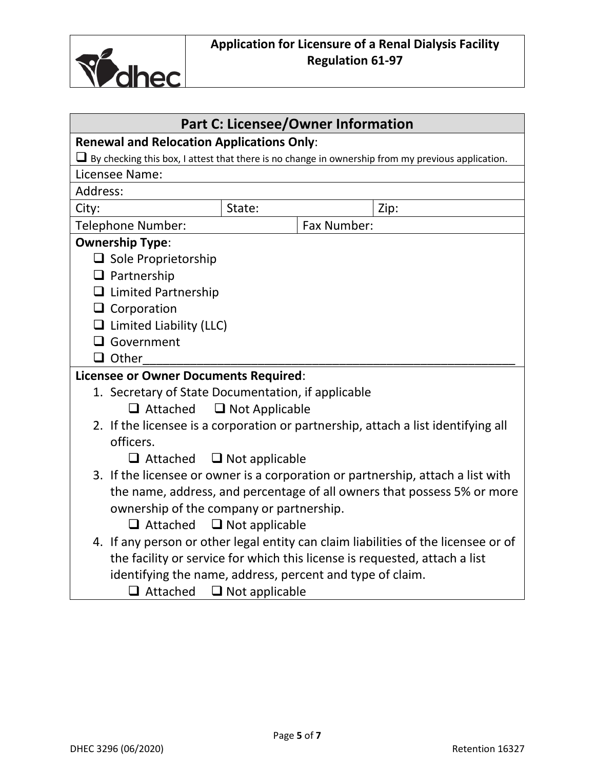Application for Licensure of a Renal Dialysis Facility
Regulation 61-97

## Part C: Licensee/Owner Information

**Renewal and Relocation Applications Only**:

☐ By checking this box, I attest that there is no change in ownership from my previous application.

Licensee Name:

Address:

| City: | State: | Zip: |
|---|---|---|

| Telephone Number: | Fax Number: |
|---|---|

**Ownership Type**:

- ☐ Sole Proprietorship
- ☐ Partnership
- ☐ Limited Partnership
- ☐ Corporation
- ☐ Limited Liability (LLC)
- ☐ Government
- ☐ Other______________________________________________________

**Licensee or Owner Documents Required**:

1. Secretary of State Documentation, if applicable
   ☐ Attached ☐ Not Applicable
2. If the licensee is a corporation or partnership, attach a list identifying all officers.
   ☐ Attached ☐ Not applicable
3. If the licensee or owner is a corporation or partnership, attach a list with the name, address, and percentage of all owners that possess 5% or more ownership of the company or partnership.
   ☐ Attached ☐ Not applicable
4. If any person or other legal entity can claim liabilities of the licensee or of the facility or service for which this license is requested, attach a list identifying the name, address, percent and type of claim.
   ☐ Attached ☐ Not applicable

DHEC 3296 (06/2020) Retention 16327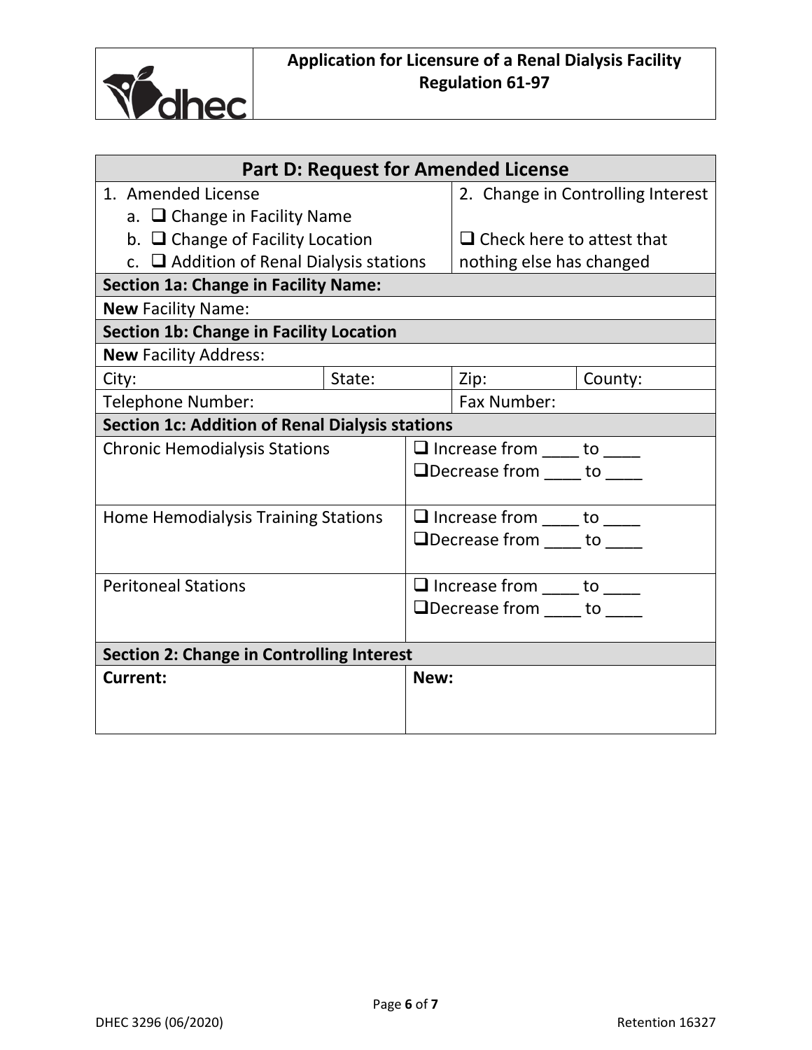| Part D: Request for Amended License | | | |
|---|---|---|---|
| 1. Amended License<br>a. ❑ Change in Facility Name<br>b. ❑ Change of Facility Location<br>c. ❑ Addition of Renal Dialysis stations | | 2. Change in Controlling Interest<br><br>❑ Check here to attest that nothing else has changed | |
| **Section 1a: Change in Facility Name:** | | | |
| **New** Facility Name: | | | |
| **Section 1b: Change in Facility Location** | | | |
| **New** Facility Address: | | | |
| City: | State: | Zip: | County: |
| Telephone Number: | | Fax Number: | |
| **Section 1c: Addition of Renal Dialysis stations** | | | |
| Chronic Hemodialysis Stations | | ❑ Increase from ____ to ____<br>❑ Decrease from ____ to ____ | |
| Home Hemodialysis Training Stations | | ❑ Increase from ____ to ____<br>❑ Decrease from ____ to ____ | |
| Peritoneal Stations | | ❑ Increase from ____ to ____<br>❑ Decrease from ____ to ____ | |
| **Section 2: Change in Controlling Interest** | | | |
| **Current:** | | **New:** | |

DHEC 3296 (06/2020) Retention 16327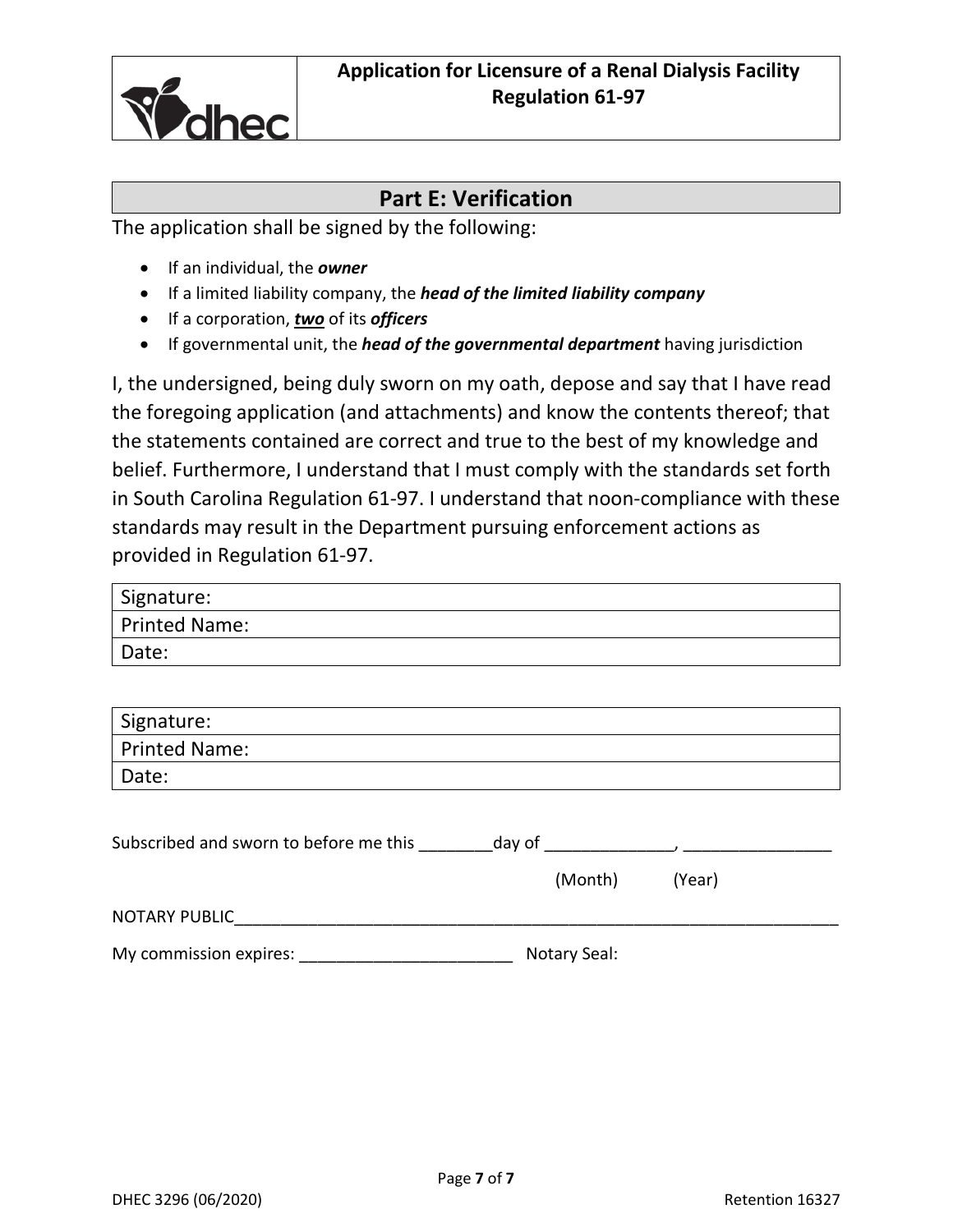## Part E: Verification

The application shall be signed by the following:

- If an individual, the ***owner***
- If a limited liability company, the ***head of the limited liability company***
- If a corporation, ***<u>two</u>*** of its ***officers***
- If governmental unit, the ***head of the governmental department*** having jurisdiction

I, the undersigned, being duly sworn on my oath, depose and say that I have read the foregoing application (and attachments) and know the contents thereof; that the statements contained are correct and true to the best of my knowledge and belief. Furthermore, I understand that I must comply with the standards set forth in South Carolina Regulation 61-97. I understand that noon-compliance with these standards may result in the Department pursuing enforcement actions as provided in Regulation 61-97.

| |
|---|
| Signature: |
| Printed Name: |
| Date: |

| |
|---|
| Signature: |
| Printed Name: |
| Date: |

Subscribed and sworn to before me this ________day of ______________, ________________

(Month) (Year)

NOTARY PUBLIC___________________________________________________________________

My commission expires: ________________________ Notary Seal:

DHEC 3296 (06/2020) Retention 16327